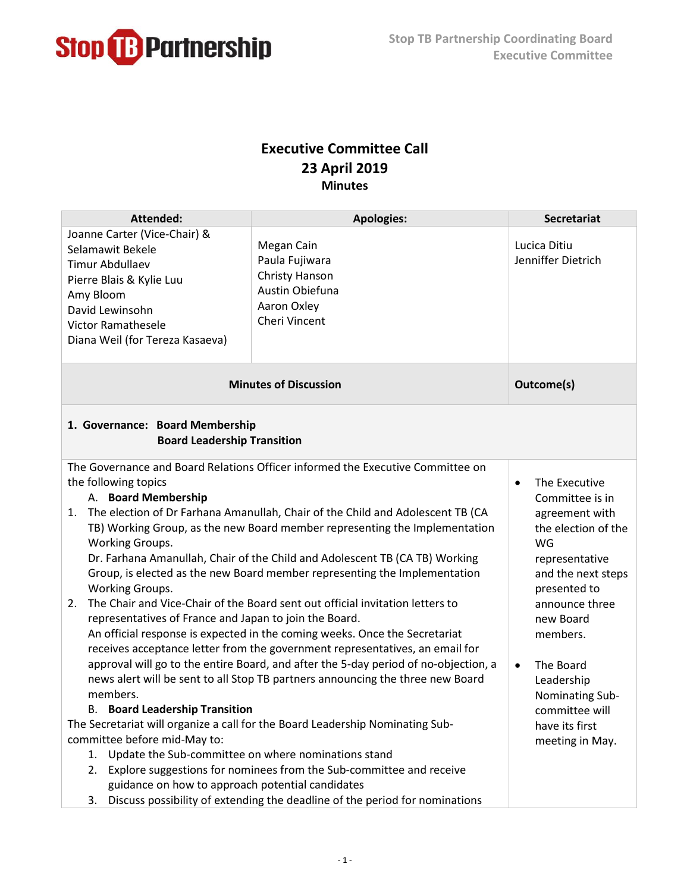# Executive Committee Call
## 23 April 2019
### Minutes

| Attended: | Apologies: | Secretariat |
|---|---|---|
| Joanne Carter (Vice-Chair) & Selamawit Bekele<br>Timur Abdullaev<br>Pierre Blais & Kylie Luu<br>Amy Bloom<br>David Lewinsohn<br>Victor Ramathesele<br>Diana Weil (for Tereza Kasaeva) | Megan Cain<br>Paula Fujiwara<br>Christy Hanson<br>Austin Obiefuna<br>Aaron Oxley<br>Cheri Vincent | Lucica Ditiu<br>Jenniffer Dietrich |

| Minutes of Discussion | Outcome(s) |
|---|---|
| **1. Governance: Board Membership**<br>**Board Leadership Transition** | |
| The Governance and Board Relations Officer informed the Executive Committee on the following topics<br>A. **Board Membership**<br>1. The election of Dr Farhana Amanullah, Chair of the Child and Adolescent TB (CA TB) Working Group, as the new Board member representing the Implementation Working Groups.<br>Dr. Farhana Amanullah, Chair of the Child and Adolescent TB (CA TB) Working Group, is elected as the new Board member representing the Implementation Working Groups.<br>2. The Chair and Vice-Chair of the Board sent out official invitation letters to representatives of France and Japan to join the Board.<br>An official response is expected in the coming weeks. Once the Secretariat receives acceptance letter from the government representatives, an email for approval will go to the entire Board, and after the 5-day period of no-objection, a news alert will be sent to all Stop TB partners announcing the three new Board members.<br>B. **Board Leadership Transition**<br>The Secretariat will organize a call for the Board Leadership Nominating Sub-committee before mid-May to:<br>1. Update the Sub-committee on where nominations stand<br>2. Explore suggestions for nominees from the Sub-committee and receive guidance on how to approach potential candidates<br>3. Discuss possibility of extending the deadline of the period for nominations | • The Executive Committee is in agreement with the election of the WG representative and the next steps presented to announce three new Board members.<br>• The Board Leadership Nominating Sub-committee will have its first meeting in May. |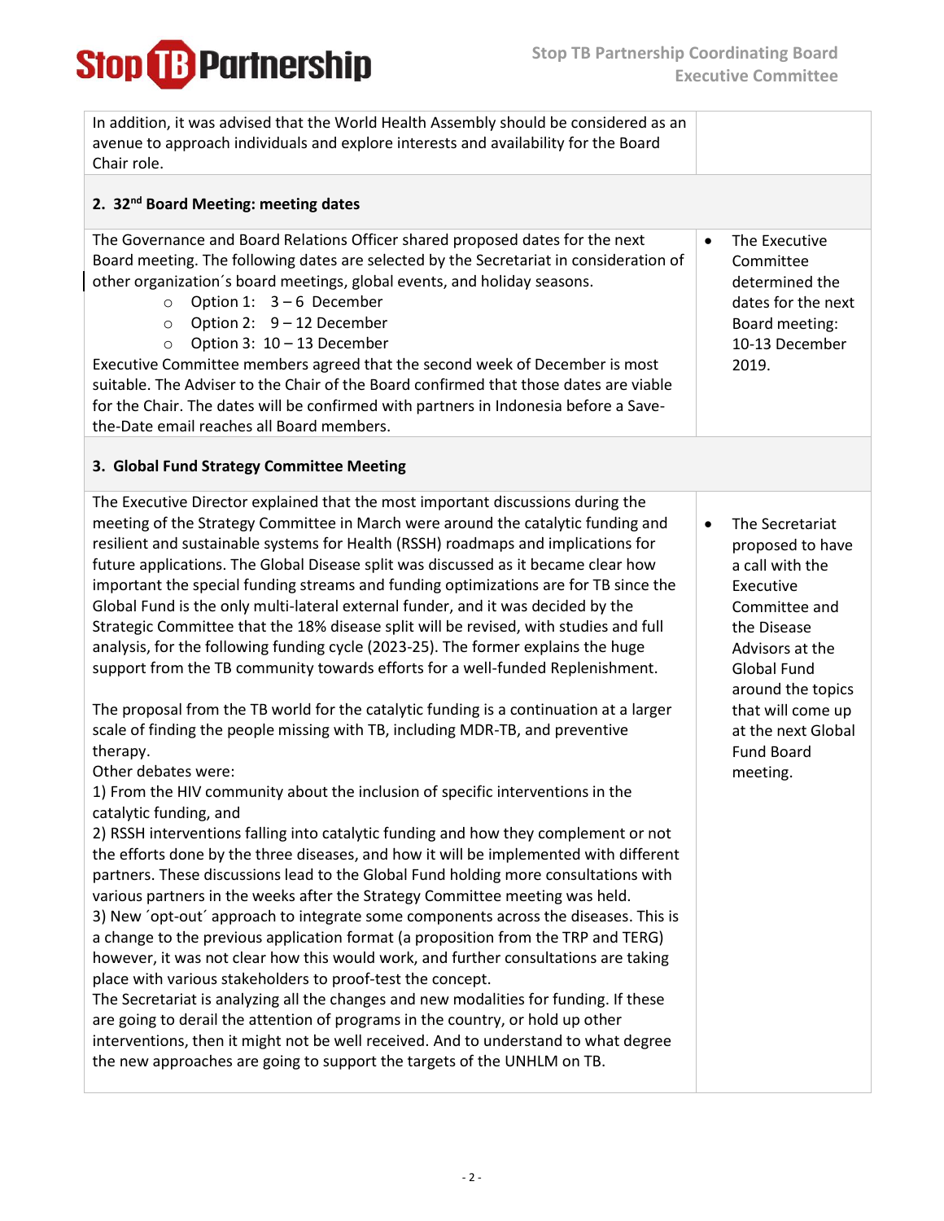| | |
|---|---|
| In addition, it was advised that the World Health Assembly should be considered as an avenue to approach individuals and explore interests and availability for the Board Chair role. | |
| **2. 32nd Board Meeting: meeting dates** | |
| The Governance and Board Relations Officer shared proposed dates for the next Board meeting. The following dates are selected by the Secretariat in consideration of other organization´s board meetings, global events, and holiday seasons.<br>○ Option 1: 3 – 6 December<br>○ Option 2: 9 – 12 December<br>○ Option 3: 10 – 13 December<br>Executive Committee members agreed that the second week of December is most suitable. The Adviser to the Chair of the Board confirmed that those dates are viable for the Chair. The dates will be confirmed with partners in Indonesia before a Save-the-Date email reaches all Board members. | • The Executive Committee determined the dates for the next Board meeting: 10-13 December 2019. |
| **3. Global Fund Strategy Committee Meeting** | |
| The Executive Director explained that the most important discussions during the meeting of the Strategy Committee in March were around the catalytic funding and resilient and sustainable systems for Health (RSSH) roadmaps and implications for future applications. The Global Disease split was discussed as it became clear how important the special funding streams and funding optimizations are for TB since the Global Fund is the only multi-lateral external funder, and it was decided by the Strategic Committee that the 18% disease split will be revised, with studies and full analysis, for the following funding cycle (2023-25). The former explains the huge support from the TB community towards efforts for a well-funded Replenishment.<br><br>The proposal from the TB world for the catalytic funding is a continuation at a larger scale of finding the people missing with TB, including MDR-TB, and preventive therapy.<br>Other debates were:<br>1) From the HIV community about the inclusion of specific interventions in the catalytic funding, and<br>2) RSSH interventions falling into catalytic funding and how they complement or not the efforts done by the three diseases, and how it will be implemented with different partners. These discussions lead to the Global Fund holding more consultations with various partners in the weeks after the Strategy Committee meeting was held.<br>3) New ´opt-out´ approach to integrate some components across the diseases. This is a change to the previous application format (a proposition from the TRP and TERG) however, it was not clear how this would work, and further consultations are taking place with various stakeholders to proof-test the concept.<br>The Secretariat is analyzing all the changes and new modalities for funding. If these are going to derail the attention of programs in the country, or hold up other interventions, then it might not be well received. And to understand to what degree the new approaches are going to support the targets of the UNHLM on TB. | • The Secretariat proposed to have a call with the Executive Committee and the Disease Advisors at the Global Fund around the topics that will come up at the next Global Fund Board meeting. |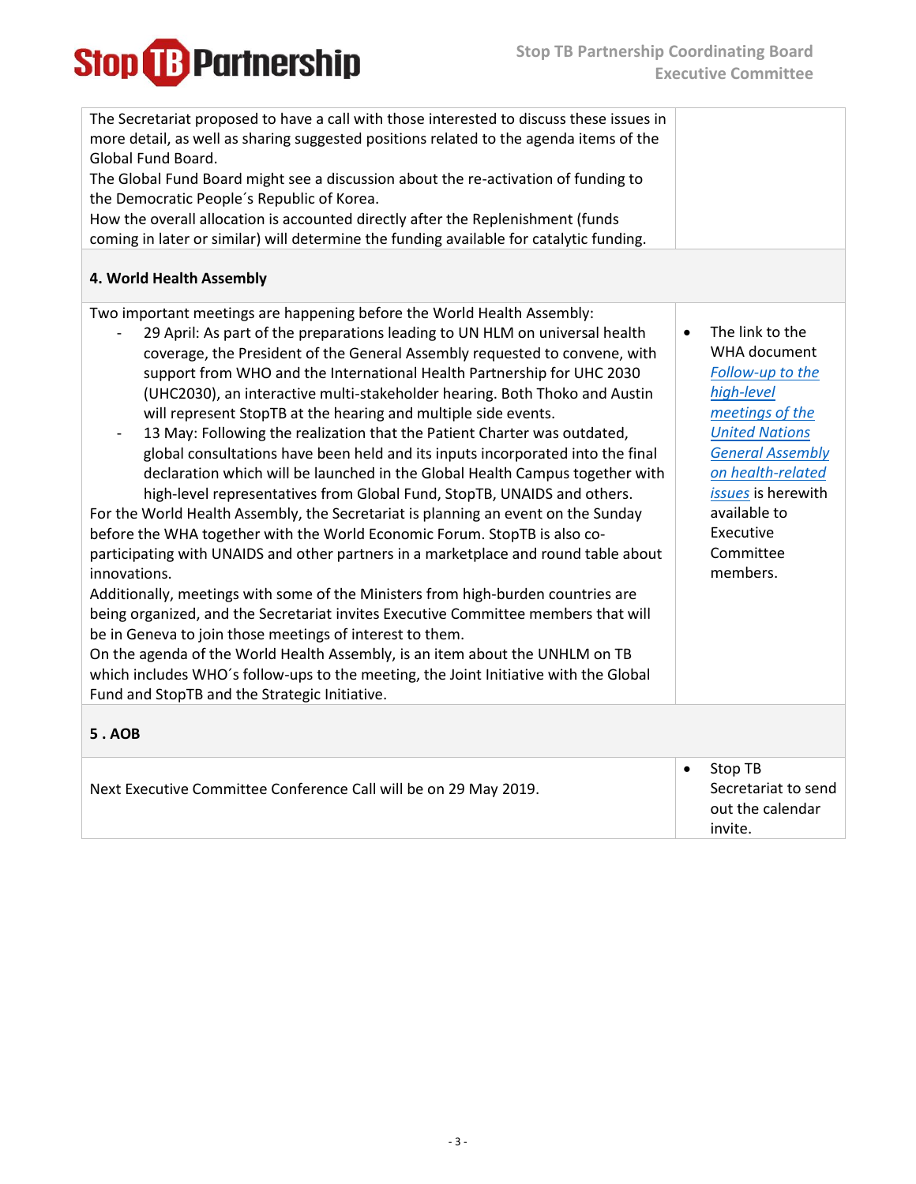| | |
|---|---|
| The Secretariat proposed to have a call with those interested to discuss these issues in more detail, as well as sharing suggested positions related to the agenda items of the Global Fund Board.<br>The Global Fund Board might see a discussion about the re-activation of funding to the Democratic People´s Republic of Korea.<br>How the overall allocation is accounted directly after the Replenishment (funds coming in later or similar) will determine the funding available for catalytic funding. | |
| **4. World Health Assembly** | |
| Two important meetings are happening before the World Health Assembly:<br>- 29 April: As part of the preparations leading to UN HLM on universal health coverage, the President of the General Assembly requested to convene, with support from WHO and the International Health Partnership for UHC 2030 (UHC2030), an interactive multi-stakeholder hearing. Both Thoko and Austin will represent StopTB at the hearing and multiple side events.<br>- 13 May: Following the realization that the Patient Charter was outdated, global consultations have been held and its inputs incorporated into the final declaration which will be launched in the Global Health Campus together with high-level representatives from Global Fund, StopTB, UNAIDS and others.<br>For the World Health Assembly, the Secretariat is planning an event on the Sunday before the WHA together with the World Economic Forum. StopTB is also co-participating with UNAIDS and other partners in a marketplace and round table about innovations.<br>Additionally, meetings with some of the Ministers from high-burden countries are being organized, and the Secretariat invites Executive Committee members that will be in Geneva to join those meetings of interest to them.<br>On the agenda of the World Health Assembly, is an item about the UNHLM on TB which includes WHO´s follow-ups to the meeting, the Joint Initiative with the Global Fund and StopTB and the Strategic Initiative. | • The link to the WHA document *Follow-up to the high-level meetings of the United Nations General Assembly on health-related issues* is herewith available to Executive Committee members. |
| **5 . AOB** | |
| Next Executive Committee Conference Call will be on 29 May 2019. | • Stop TB Secretariat to send out the calendar invite. |